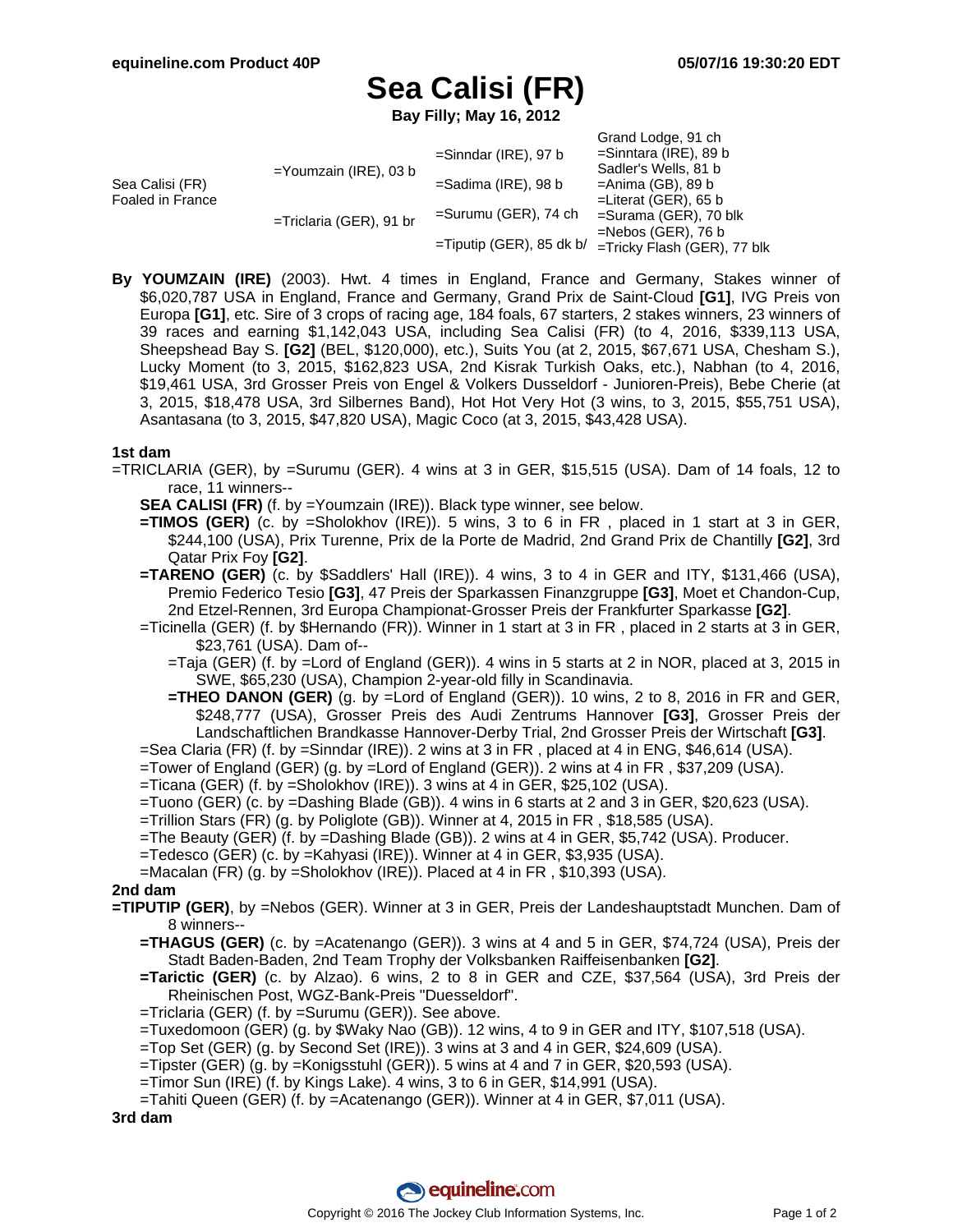# Sea Calisi (FR)

**Bay Filly; May 16, 2012**

| | | | |
|---|---|---|---|
| Sea Calisi (FR) Foaled in France | =Youmzain (IRE), 03 b | =Sinndar (IRE), 97 b | Grand Lodge, 91 ch |
| | | | =Sinntara (IRE), 89 b |
| | | =Sadima (IRE), 98 b | Sadler's Wells, 81 b |
| | | | =Anima (GB), 89 b |
| | =Triclaria (GER), 91 br | =Surumu (GER), 74 ch | =Literat (GER), 65 b |
| | | | =Surama (GER), 70 blk |
| | | =Tiputip (GER), 85 dk b/ | =Nebos (GER), 76 b |
| | | | =Tricky Flash (GER), 77 blk |

**By YOUMZAIN (IRE)** (2003). Hwt. 4 times in England, France and Germany, Stakes winner of $6,020,787 USA in England, France and Germany, Grand Prix de Saint-Cloud **[G1]**, IVG Preis von Europa **[G1]**, etc. Sire of 3 crops of racing age, 184 foals, 67 starters, 2 stakes winners, 23 winners of 39 races and earning $1,142,043 USA, including Sea Calisi (FR) (to 4, 2016, $339,113 USA, Sheepshead Bay S. **[G2]** (BEL, $120,000), etc.), Suits You (at 2, 2015, $67,671 USA, Chesham S.), Lucky Moment (to 3, 2015, $162,823 USA, 2nd Kisrak Turkish Oaks, etc.), Nabhan (to 4, 2016, $19,461 USA, 3rd Grosser Preis von Engel & Volkers Dusseldorf - Junioren-Preis), Bebe Cherie (at 3, 2015, $18,478 USA, 3rd Silbernes Band), Hot Hot Very Hot (3 wins, to 3, 2015, $55,751 USA), Asantasana (to 3, 2015, $47,820 USA), Magic Coco (at 3, 2015, $43,428 USA).

**1st dam**

=TRICLARIA (GER), by =Surumu (GER). 4 wins at 3 in GER, $15,515 (USA). Dam of 14 foals, 12 to race, 11 winners--

- **SEA CALISI (FR)** (f. by =Youmzain (IRE)). Black type winner, see below.
- **=TIMOS (GER)** (c. by =Sholokhov (IRE)). 5 wins, 3 to 6 in FR , placed in 1 start at 3 in GER, $244,100 (USA), Prix Turenne, Prix de la Porte de Madrid, 2nd Grand Prix de Chantilly **[G2]**, 3rd Qatar Prix Foy **[G2]**.
- **=TARENO (GER)** (c. by $Saddlers' Hall (IRE)). 4 wins, 3 to 4 in GER and ITY, $131,466 (USA), Premio Federico Tesio **[G3]**, 47 Preis der Sparkassen Finanzgruppe **[G3]**, Moet et Chandon-Cup, 2nd Etzel-Rennen, 3rd Europa Championat-Grosser Preis der Frankfurter Sparkasse **[G2]**.
- =Ticinella (GER) (f. by $Hernando (FR)). Winner in 1 start at 3 in FR , placed in 2 starts at 3 in GER, $23,761 (USA). Dam of--
  - =Taja (GER) (f. by =Lord of England (GER)). 4 wins in 5 starts at 2 in NOR, placed at 3, 2015 in SWE, $65,230 (USA), Champion 2-year-old filly in Scandinavia.
  - **=THEO DANON (GER)** (g. by =Lord of England (GER)). 10 wins, 2 to 8, 2016 in FR and GER, $248,777 (USA), Grosser Preis des Audi Zentrums Hannover **[G3]**, Grosser Preis der Landschaftlichen Brandkasse Hannover-Derby Trial, 2nd Grosser Preis der Wirtschaft **[G3]**.
- =Sea Claria (FR) (f. by =Sinndar (IRE)). 2 wins at 3 in FR , placed at 4 in ENG, $46,614 (USA).
- =Tower of England (GER) (g. by =Lord of England (GER)). 2 wins at 4 in FR , $37,209 (USA).
- =Ticana (GER) (f. by =Sholokhov (IRE)). 3 wins at 4 in GER, $25,102 (USA).
- =Tuono (GER) (c. by =Dashing Blade (GB)). 4 wins in 6 starts at 2 and 3 in GER, $20,623 (USA).
- =Trillion Stars (FR) (g. by Poliglote (GB)). Winner at 4, 2015 in FR , $18,585 (USA).
- =The Beauty (GER) (f. by =Dashing Blade (GB)). 2 wins at 4 in GER, $5,742 (USA). Producer.
- =Tedesco (GER) (c. by =Kahyasi (IRE)). Winner at 4 in GER, $3,935 (USA).
- =Macalan (FR) (g. by =Sholokhov (IRE)). Placed at 4 in FR , $10,393 (USA).

**2nd dam**

**=TIPUTIP (GER)**, by =Nebos (GER). Winner at 3 in GER, Preis der Landeshauptstadt Munchen. Dam of 8 winners--

- **=THAGUS (GER)** (c. by =Acatenango (GER)). 3 wins at 4 and 5 in GER, $74,724 (USA), Preis der Stadt Baden-Baden, 2nd Team Trophy der Volksbanken Raiffeisenbanken **[G2]**.
- **=Tarictic (GER)** (c. by Alzao). 6 wins, 2 to 8 in GER and CZE, $37,564 (USA), 3rd Preis der Rheinischen Post, WGZ-Bank-Preis "Duesseldorf".
- =Triclaria (GER) (f. by =Surumu (GER)). See above.
- =Tuxedomoon (GER) (g. by $Waky Nao (GB)). 12 wins, 4 to 9 in GER and ITY, $107,518 (USA).
- =Top Set (GER) (g. by Second Set (IRE)). 3 wins at 3 and 4 in GER, $24,609 (USA).
- =Tipster (GER) (g. by =Konigsstuhl (GER)). 5 wins at 4 and 7 in GER, $20,593 (USA).
- =Timor Sun (IRE) (f. by Kings Lake). 4 wins, 3 to 6 in GER, $14,991 (USA).
- =Tahiti Queen (GER) (f. by =Acatenango (GER)). Winner at 4 in GER, $7,011 (USA).

**3rd dam**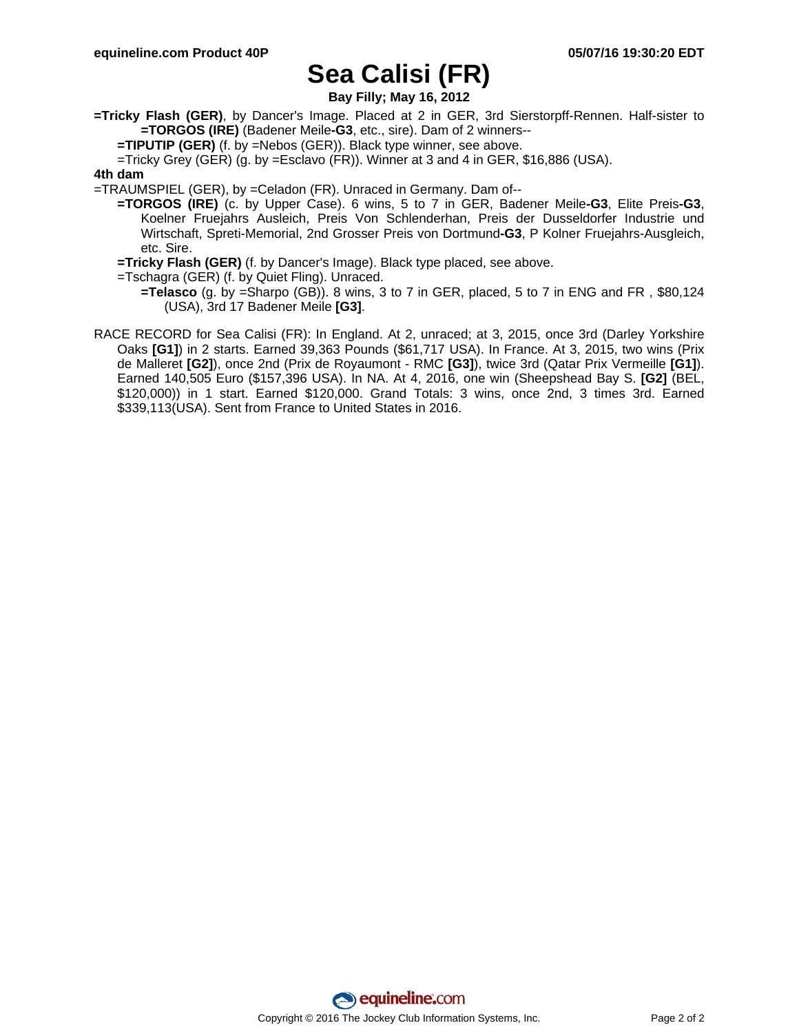# Sea Calisi (FR)

**Bay Filly; May 16, 2012**

**=Tricky Flash (GER)**, by Dancer's Image. Placed at 2 in GER, 3rd Sierstorpff-Rennen. Half-sister to **=TORGOS (IRE)** (Badener Meile**-G3**, etc., sire). Dam of 2 winners--

**=TIPUTIP (GER)** (f. by =Nebos (GER)). Black type winner, see above.

=Tricky Grey (GER) (g. by =Esclavo (FR)). Winner at 3 and 4 in GER, $16,886 (USA).

**4th dam**

=TRAUMSPIEL (GER), by =Celadon (FR). Unraced in Germany. Dam of--

**=TORGOS (IRE)** (c. by Upper Case). 6 wins, 5 to 7 in GER, Badener Meile**-G3**, Elite Preis**-G3**, Koelner Fruejahrs Ausleich, Preis Von Schlenderhan, Preis der Dusseldorfer Industrie und Wirtschaft, Spreti-Memorial, 2nd Grosser Preis von Dortmund**-G3**, P Kolner Fruejahrs-Ausgleich, etc. Sire.

**=Tricky Flash (GER)** (f. by Dancer's Image). Black type placed, see above.

=Tschagra (GER) (f. by Quiet Fling). Unraced.

**=Telasco** (g. by =Sharpo (GB)). 8 wins, 3 to 7 in GER, placed, 5 to 7 in ENG and FR , $80,124 (USA), 3rd 17 Badener Meile **[G3]**.

RACE RECORD for Sea Calisi (FR): In England. At 2, unraced; at 3, 2015, once 3rd (Darley Yorkshire Oaks **[G1]**) in 2 starts. Earned 39,363 Pounds ($61,717 USA). In France. At 3, 2015, two wins (Prix de Malleret **[G2]**), once 2nd (Prix de Royaumont - RMC **[G3]**), twice 3rd (Qatar Prix Vermeille **[G1]**). Earned 140,505 Euro ($157,396 USA). In NA. At 4, 2016, one win (Sheepshead Bay S. **[G2]** (BEL, $120,000)) in 1 start. Earned $120,000. Grand Totals: 3 wins, once 2nd, 3 times 3rd. Earned $339,113(USA). Sent from France to United States in 2016.